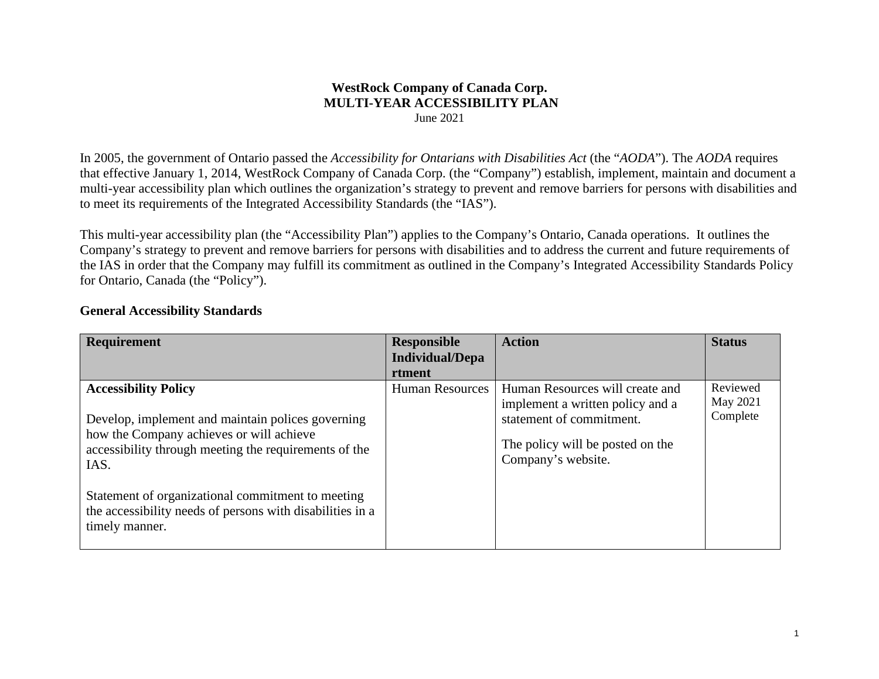**WestRock Company of Canada Corp.**
**MULTI-YEAR ACCESSIBILITY PLAN**
June 2021

In 2005, the government of Ontario passed the *Accessibility for Ontarians with Disabilities Act* (the "*AODA*"). The *AODA* requires that effective January 1, 2014, WestRock Company of Canada Corp. (the "Company") establish, implement, maintain and document a multi-year accessibility plan which outlines the organization's strategy to prevent and remove barriers for persons with disabilities and to meet its requirements of the Integrated Accessibility Standards (the "IAS").

This multi-year accessibility plan (the "Accessibility Plan") applies to the Company's Ontario, Canada operations. It outlines the Company's strategy to prevent and remove barriers for persons with disabilities and to address the current and future requirements of the IAS in order that the Company may fulfill its commitment as outlined in the Company's Integrated Accessibility Standards Policy for Ontario, Canada (the "Policy").

### General Accessibility Standards

| Requirement | Responsible Individual/Department | Action | Status |
|---|---|---|---|
| **Accessibility Policy**<br><br>Develop, implement and maintain polices governing how the Company achieves or will achieve accessibility through meeting the requirements of the IAS.<br><br>Statement of organizational commitment to meeting the accessibility needs of persons with disabilities in a timely manner. | Human Resources | Human Resources will create and implement a written policy and a statement of commitment.<br><br>The policy will be posted on the Company's website. | Reviewed May 2021 Complete |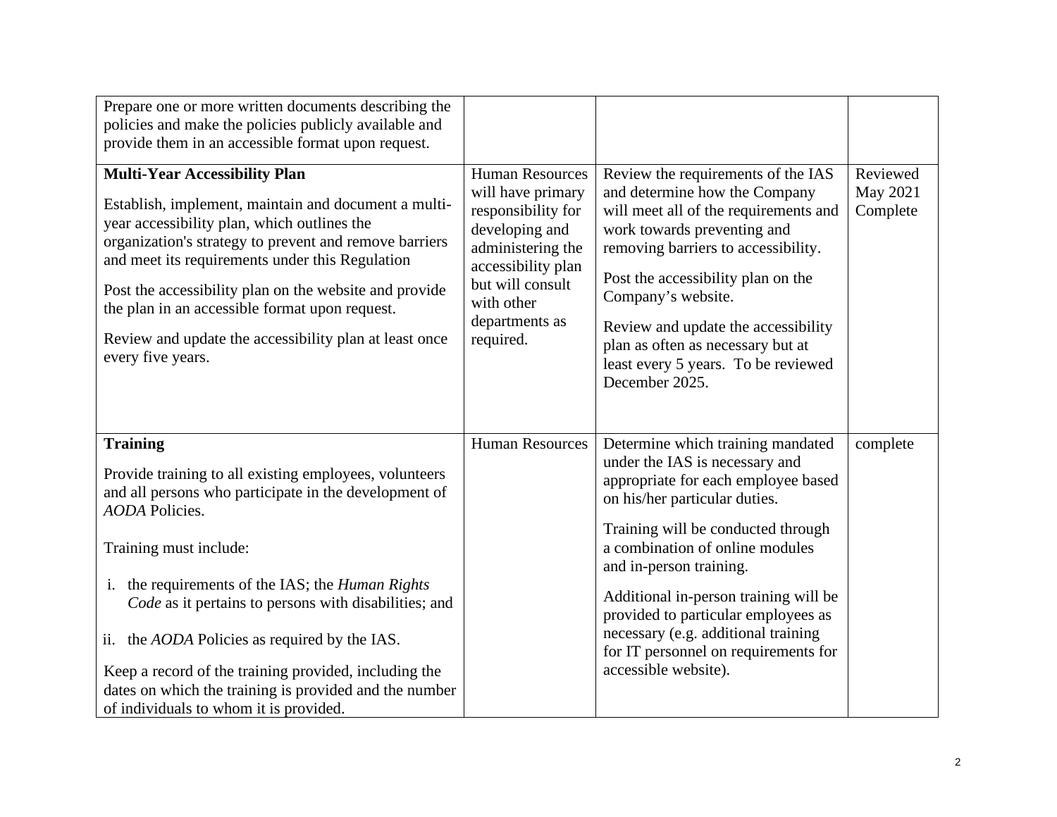| | | | |
|---|---|---|---|
| Prepare one or more written documents describing the policies and make the policies publicly available and provide them in an accessible format upon request. | | | |
| **Multi-Year Accessibility Plan**<br><br>Establish, implement, maintain and document a multi-year accessibility plan, which outlines the organization's strategy to prevent and remove barriers and meet its requirements under this Regulation<br><br>Post the accessibility plan on the website and provide the plan in an accessible format upon request.<br><br>Review and update the accessibility plan at least once every five years. | Human Resources will have primary responsibility for developing and administering the accessibility plan but will consult with other departments as required. | Review the requirements of the IAS and determine how the Company will meet all of the requirements and work towards preventing and removing barriers to accessibility.<br><br>Post the accessibility plan on the Company's website.<br><br>Review and update the accessibility plan as often as necessary but at least every 5 years. To be reviewed December 2025. | Reviewed May 2021 Complete |
| **Training**<br><br>Provide training to all existing employees, volunteers and all persons who participate in the development of *AODA* Policies.<br><br>Training must include:<br><br>i. the requirements of the IAS; the *Human Rights Code* as it pertains to persons with disabilities; and<br><br>ii. the *AODA* Policies as required by the IAS.<br><br>Keep a record of the training provided, including the dates on which the training is provided and the number of individuals to whom it is provided. | Human Resources | Determine which training mandated under the IAS is necessary and appropriate for each employee based on his/her particular duties.<br><br>Training will be conducted through a combination of online modules and in-person training.<br><br>Additional in-person training will be provided to particular employees as necessary (e.g. additional training for IT personnel on requirements for accessible website). | complete |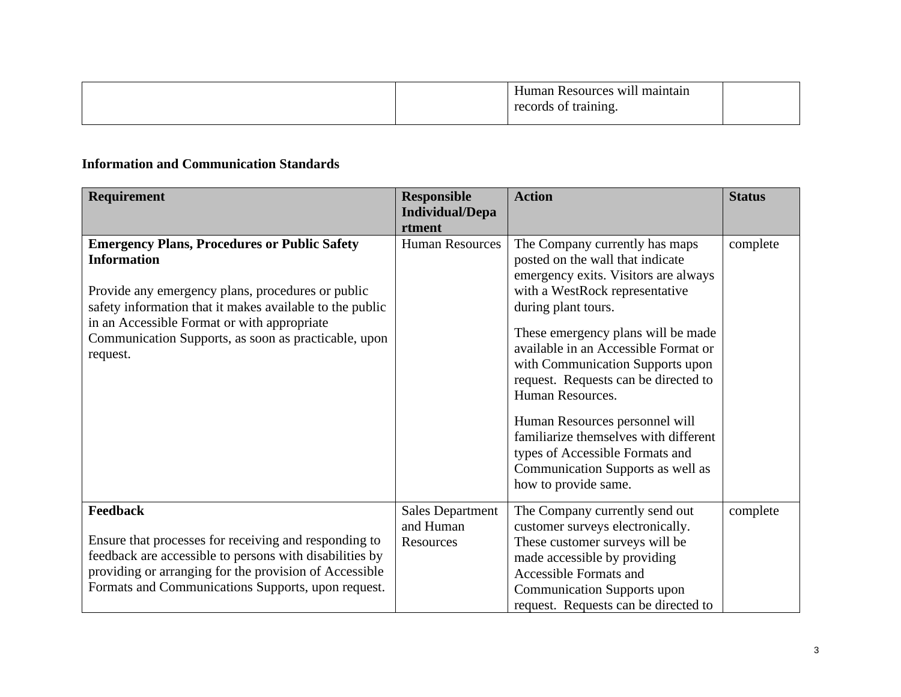| | | Human Resources will maintain records of training. | |
|---|---|---|---|

**Information and Communication Standards**

| Requirement | Responsible Individual/Department | Action | Status |
|---|---|---|---|
| **Emergency Plans, Procedures or Public Safety Information**<br><br>Provide any emergency plans, procedures or public safety information that it makes available to the public in an Accessible Format or with appropriate Communication Supports, as soon as practicable, upon request. | Human Resources | The Company currently has maps posted on the wall that indicate emergency exits. Visitors are always with a WestRock representative during plant tours.<br><br>These emergency plans will be made available in an Accessible Format or with Communication Supports upon request. Requests can be directed to Human Resources.<br><br>Human Resources personnel will familiarize themselves with different types of Accessible Formats and Communication Supports as well as how to provide same. | complete |
| **Feedback**<br><br>Ensure that processes for receiving and responding to feedback are accessible to persons with disabilities by providing or arranging for the provision of Accessible Formats and Communications Supports, upon request. | Sales Department and Human Resources | The Company currently send out customer surveys electronically. These customer surveys will be made accessible by providing Accessible Formats and Communication Supports upon request. Requests can be directed to | complete |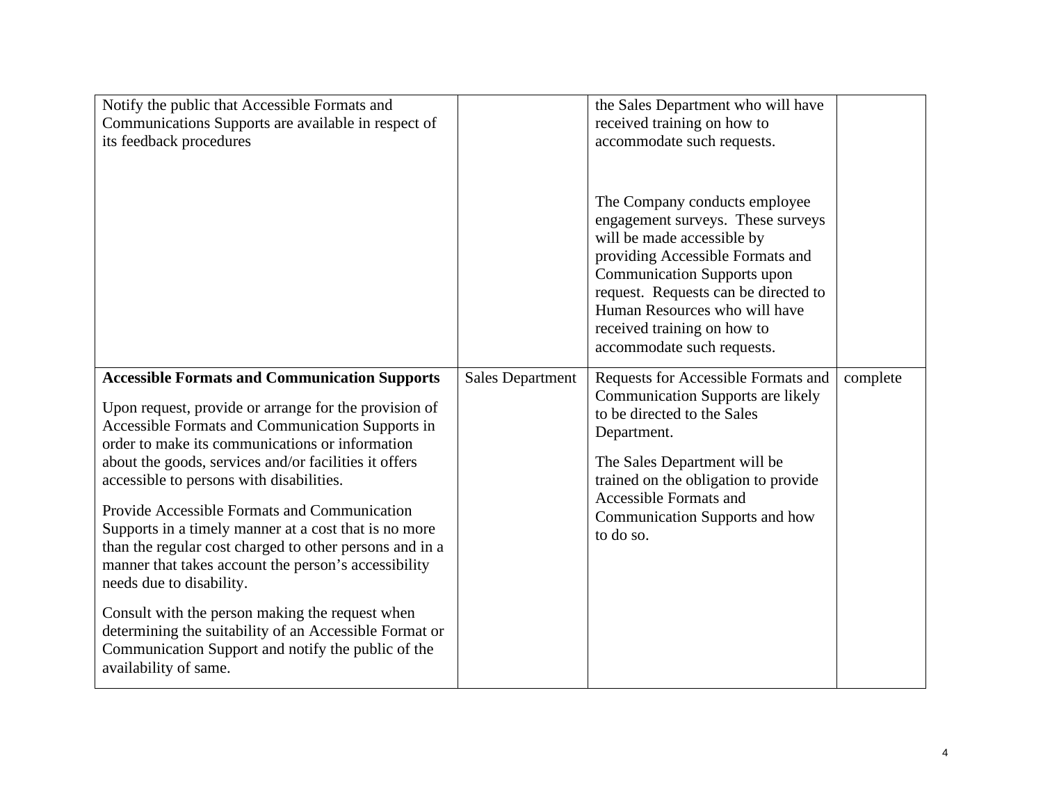| | | | |
|---|---|---|---|
| Notify the public that Accessible Formats and Communications Supports are available in respect of its feedback procedures | | the Sales Department who will have received training on how to accommodate such requests.<br><br>The Company conducts employee engagement surveys. These surveys will be made accessible by providing Accessible Formats and Communication Supports upon request. Requests can be directed to Human Resources who will have received training on how to accommodate such requests. | |
| **Accessible Formats and Communication Supports**<br><br>Upon request, provide or arrange for the provision of Accessible Formats and Communication Supports in order to make its communications or information about the goods, services and/or facilities it offers accessible to persons with disabilities.<br><br>Provide Accessible Formats and Communication Supports in a timely manner at a cost that is no more than the regular cost charged to other persons and in a manner that takes account the person's accessibility needs due to disability.<br><br>Consult with the person making the request when determining the suitability of an Accessible Format or Communication Support and notify the public of the availability of same. | Sales Department | Requests for Accessible Formats and Communication Supports are likely to be directed to the Sales Department.<br><br>The Sales Department will be trained on the obligation to provide Accessible Formats and Communication Supports and how to do so. | complete |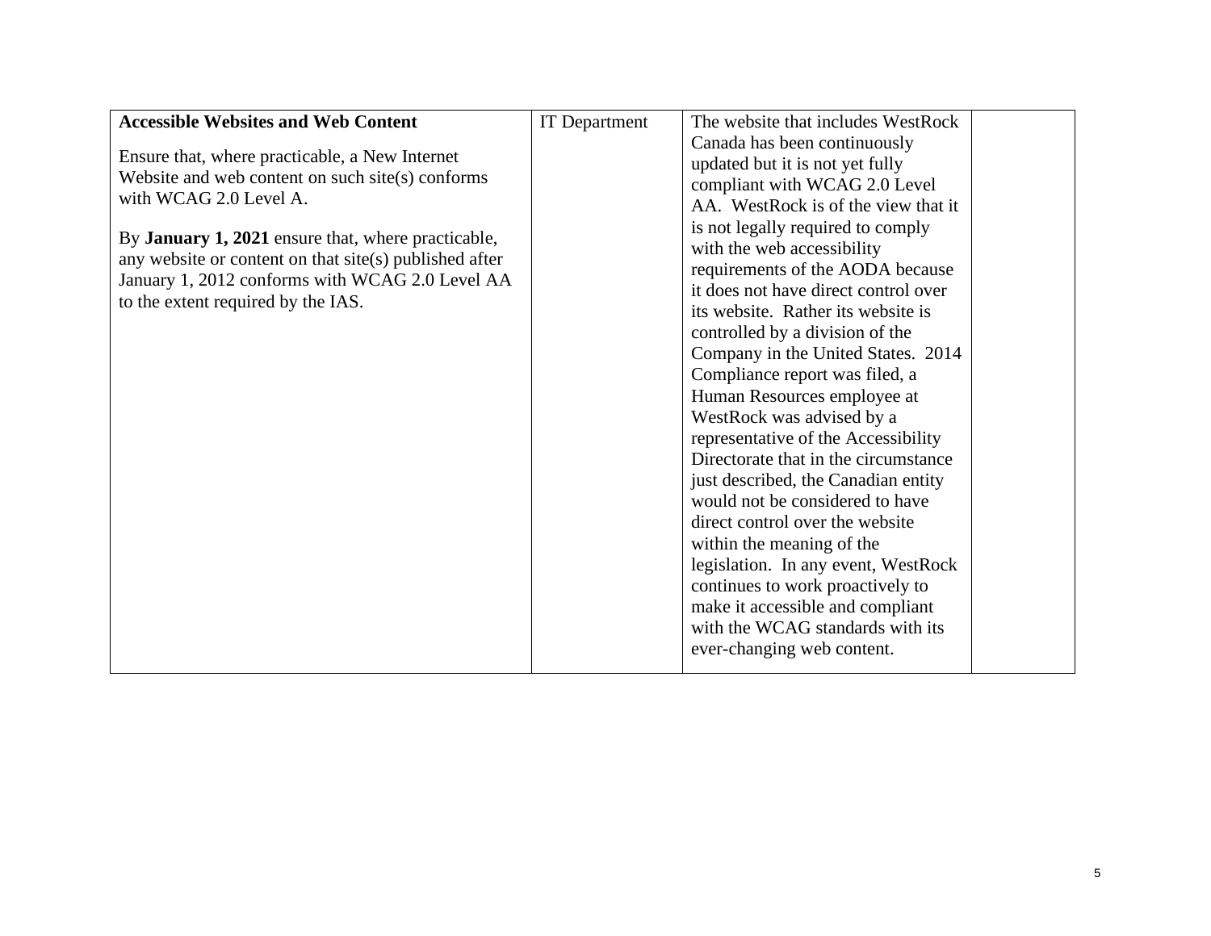| **Accessible Websites and Web Content**<br><br>Ensure that, where practicable, a New Internet Website and web content on such site(s) conforms with WCAG 2.0 Level A.<br><br>By **January 1, 2021** ensure that, where practicable, any website or content on that site(s) published after January 1, 2012 conforms with WCAG 2.0 Level AA to the extent required by the IAS. | IT Department | The website that includes WestRock Canada has been continuously updated but it is not yet fully compliant with WCAG 2.0 Level AA. WestRock is of the view that it is not legally required to comply with the web accessibility requirements of the AODA because it does not have direct control over its website. Rather its website is controlled by a division of the Company in the United States. 2014 Compliance report was filed, a Human Resources employee at WestRock was advised by a representative of the Accessibility Directorate that in the circumstance just described, the Canadian entity would not be considered to have direct control over the website within the meaning of the legislation. In any event, WestRock continues to work proactively to make it accessible and compliant with the WCAG standards with its ever-changing web content. | |
|---|---|---|---|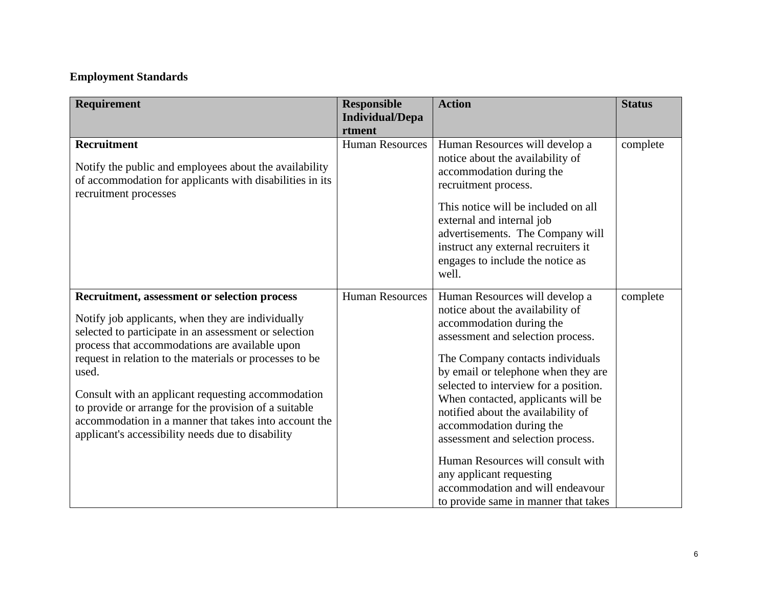**Employment Standards**

| Requirement | Responsible Individual/Department | Action | Status |
|---|---|---|---|
| **Recruitment**<br><br>Notify the public and employees about the availability of accommodation for applicants with disabilities in its recruitment processes | Human Resources | Human Resources will develop a notice about the availability of accommodation during the recruitment process.<br><br>This notice will be included on all external and internal job advertisements. The Company will instruct any external recruiters it engages to include the notice as well. | complete |
| **Recruitment, assessment or selection process**<br><br>Notify job applicants, when they are individually selected to participate in an assessment or selection process that accommodations are available upon request in relation to the materials or processes to be used.<br><br>Consult with an applicant requesting accommodation to provide or arrange for the provision of a suitable accommodation in a manner that takes into account the applicant's accessibility needs due to disability | Human Resources | Human Resources will develop a notice about the availability of accommodation during the assessment and selection process.<br><br>The Company contacts individuals by email or telephone when they are selected to interview for a position. When contacted, applicants will be notified about the availability of accommodation during the assessment and selection process.<br><br>Human Resources will consult with any applicant requesting accommodation and will endeavour to provide same in manner that takes | complete |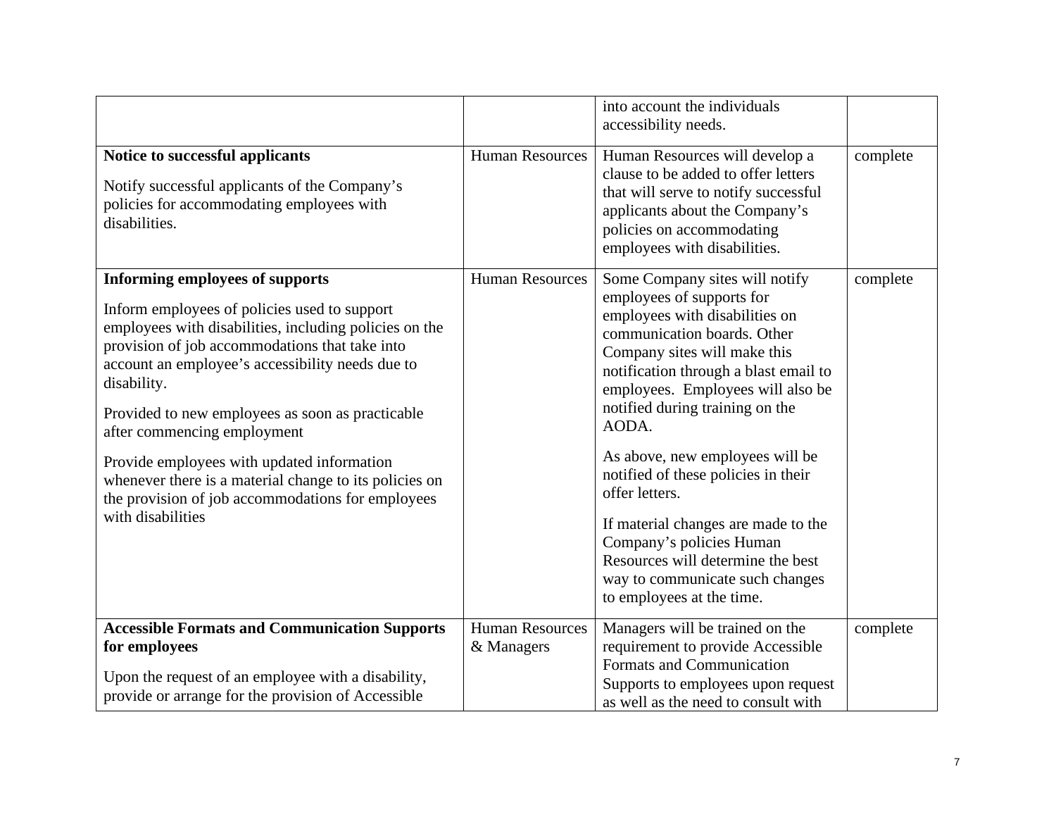| | | | |
|---|---|---|---|
| | | into account the individuals accessibility needs. | |
| **Notice to successful applicants**<br><br>Notify successful applicants of the Company's policies for accommodating employees with disabilities. | Human Resources | Human Resources will develop a clause to be added to offer letters that will serve to notify successful applicants about the Company's policies on accommodating employees with disabilities. | complete |
| **Informing employees of supports**<br><br>Inform employees of policies used to support employees with disabilities, including policies on the provision of job accommodations that take into account an employee's accessibility needs due to disability.<br><br>Provided to new employees as soon as practicable after commencing employment<br><br>Provide employees with updated information whenever there is a material change to its policies on the provision of job accommodations for employees with disabilities | Human Resources | Some Company sites will notify employees of supports for employees with disabilities on communication boards. Other Company sites will make this notification through a blast email to employees. Employees will also be notified during training on the AODA.<br><br>As above, new employees will be notified of these policies in their offer letters.<br><br>If material changes are made to the Company's policies Human Resources will determine the best way to communicate such changes to employees at the time. | complete |
| **Accessible Formats and Communication Supports for employees**<br><br>Upon the request of an employee with a disability, provide or arrange for the provision of Accessible | Human Resources & Managers | Managers will be trained on the requirement to provide Accessible Formats and Communication Supports to employees upon request as well as the need to consult with | complete |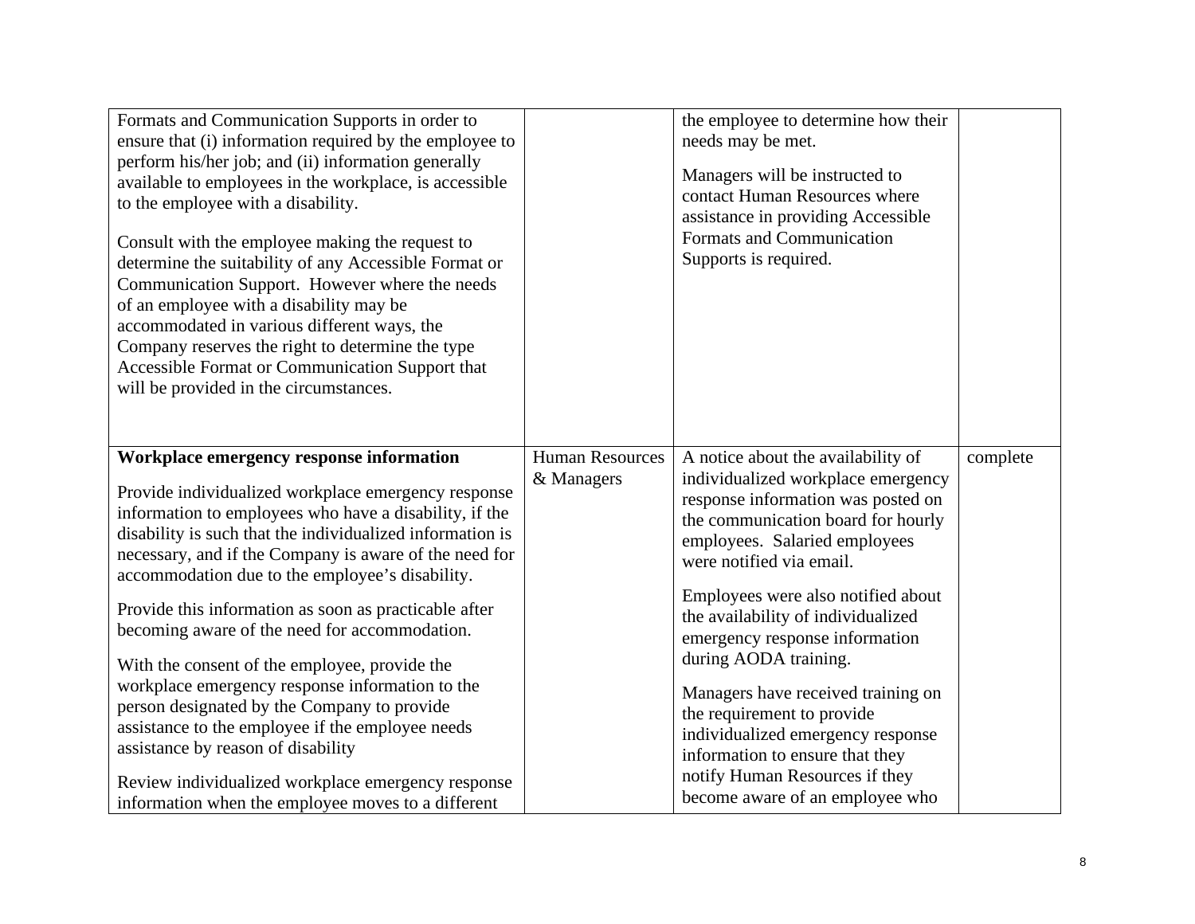| | | | |
|---|---|---|---|
| Formats and Communication Supports in order to ensure that (i) information required by the employee to perform his/her job; and (ii) information generally available to employees in the workplace, is accessible to the employee with a disability.<br><br>Consult with the employee making the request to determine the suitability of any Accessible Format or Communication Support. However where the needs of an employee with a disability may be accommodated in various different ways, the Company reserves the right to determine the type Accessible Format or Communication Support that will be provided in the circumstances. | | the employee to determine how their needs may be met.<br><br>Managers will be instructed to contact Human Resources where assistance in providing Accessible Formats and Communication Supports is required. | |
| **Workplace emergency response information**<br><br>Provide individualized workplace emergency response information to employees who have a disability, if the disability is such that the individualized information is necessary, and if the Company is aware of the need for accommodation due to the employee's disability.<br><br>Provide this information as soon as practicable after becoming aware of the need for accommodation.<br><br>With the consent of the employee, provide the workplace emergency response information to the person designated by the Company to provide assistance to the employee if the employee needs assistance by reason of disability<br><br>Review individualized workplace emergency response information when the employee moves to a different | Human Resources & Managers | A notice about the availability of individualized workplace emergency response information was posted on the communication board for hourly employees. Salaried employees were notified via email.<br><br>Employees were also notified about the availability of individualized emergency response information during AODA training.<br><br>Managers have received training on the requirement to provide individualized emergency response information to ensure that they notify Human Resources if they become aware of an employee who | complete |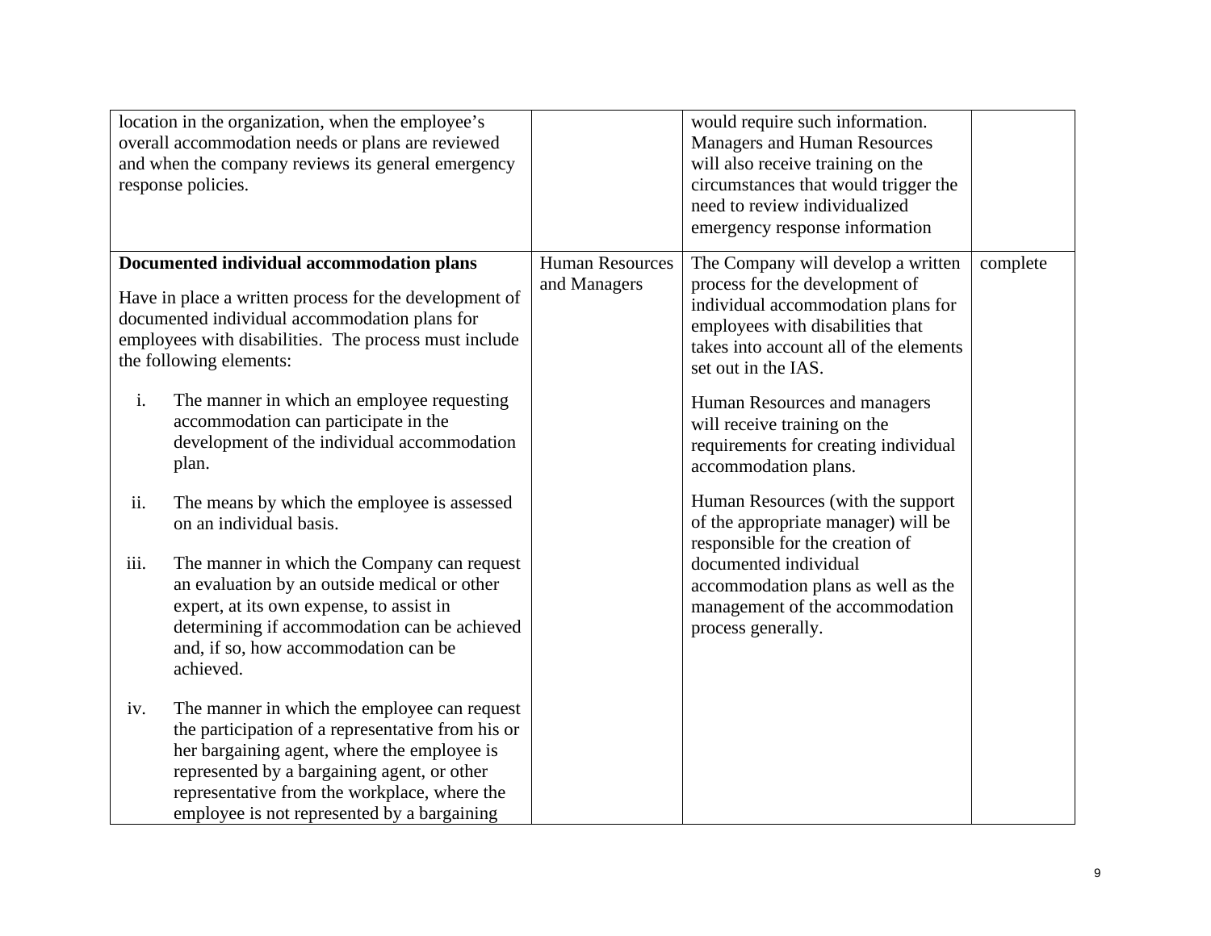| | | | |
|---|---|---|---|
| location in the organization, when the employee's overall accommodation needs or plans are reviewed and when the company reviews its general emergency response policies. | | would require such information. Managers and Human Resources will also receive training on the circumstances that would trigger the need to review individualized emergency response information | |
| **Documented individual accommodation plans**<br><br>Have in place a written process for the development of documented individual accommodation plans for employees with disabilities. The process must include the following elements:<br><br>i. The manner in which an employee requesting accommodation can participate in the development of the individual accommodation plan.<br><br>ii. The means by which the employee is assessed on an individual basis.<br><br>iii. The manner in which the Company can request an evaluation by an outside medical or other expert, at its own expense, to assist in determining if accommodation can be achieved and, if so, how accommodation can be achieved.<br><br>iv. The manner in which the employee can request the participation of a representative from his or her bargaining agent, where the employee is represented by a bargaining agent, or other representative from the workplace, where the employee is not represented by a bargaining | Human Resources and Managers | The Company will develop a written process for the development of individual accommodation plans for employees with disabilities that takes into account all of the elements set out in the IAS.<br><br>Human Resources and managers will receive training on the requirements for creating individual accommodation plans.<br><br>Human Resources (with the support of the appropriate manager) will be responsible for the creation of documented individual accommodation plans as well as the management of the accommodation process generally. | complete |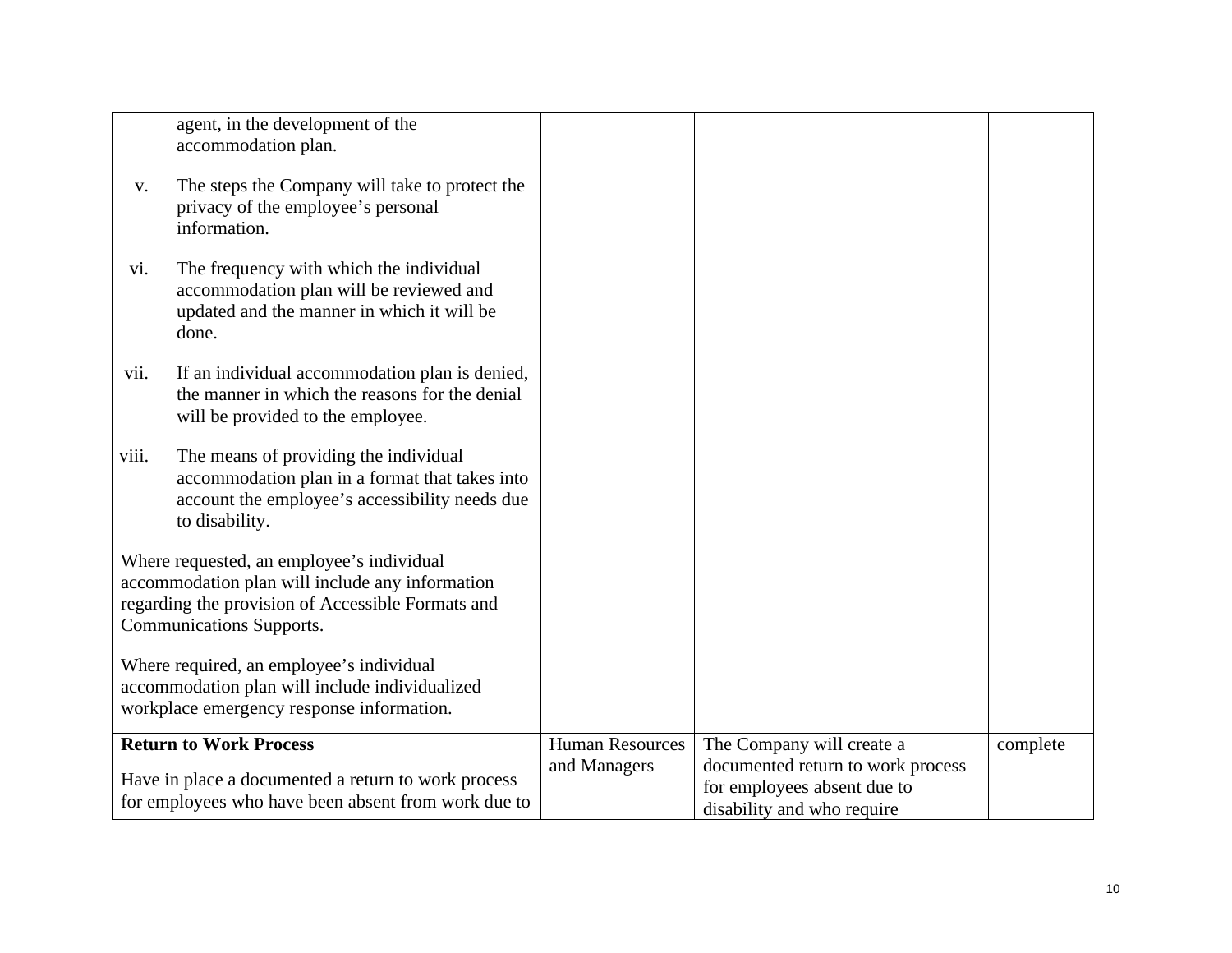| | | | |
|---|---|---|---|
| agent, in the development of the accommodation plan.<br><br>v. The steps the Company will take to protect the privacy of the employee's personal information.<br><br>vi. The frequency with which the individual accommodation plan will be reviewed and updated and the manner in which it will be done.<br><br>vii. If an individual accommodation plan is denied, the manner in which the reasons for the denial will be provided to the employee.<br><br>viii. The means of providing the individual accommodation plan in a format that takes into account the employee's accessibility needs due to disability.<br><br>Where requested, an employee's individual accommodation plan will include any information regarding the provision of Accessible Formats and Communications Supports.<br><br>Where required, an employee's individual accommodation plan will include individualized workplace emergency response information. | | | |
| **Return to Work Process**<br><br>Have in place a documented a return to work process for employees who have been absent from work due to | Human Resources and Managers | The Company will create a documented return to work process for employees absent due to disability and who require | complete |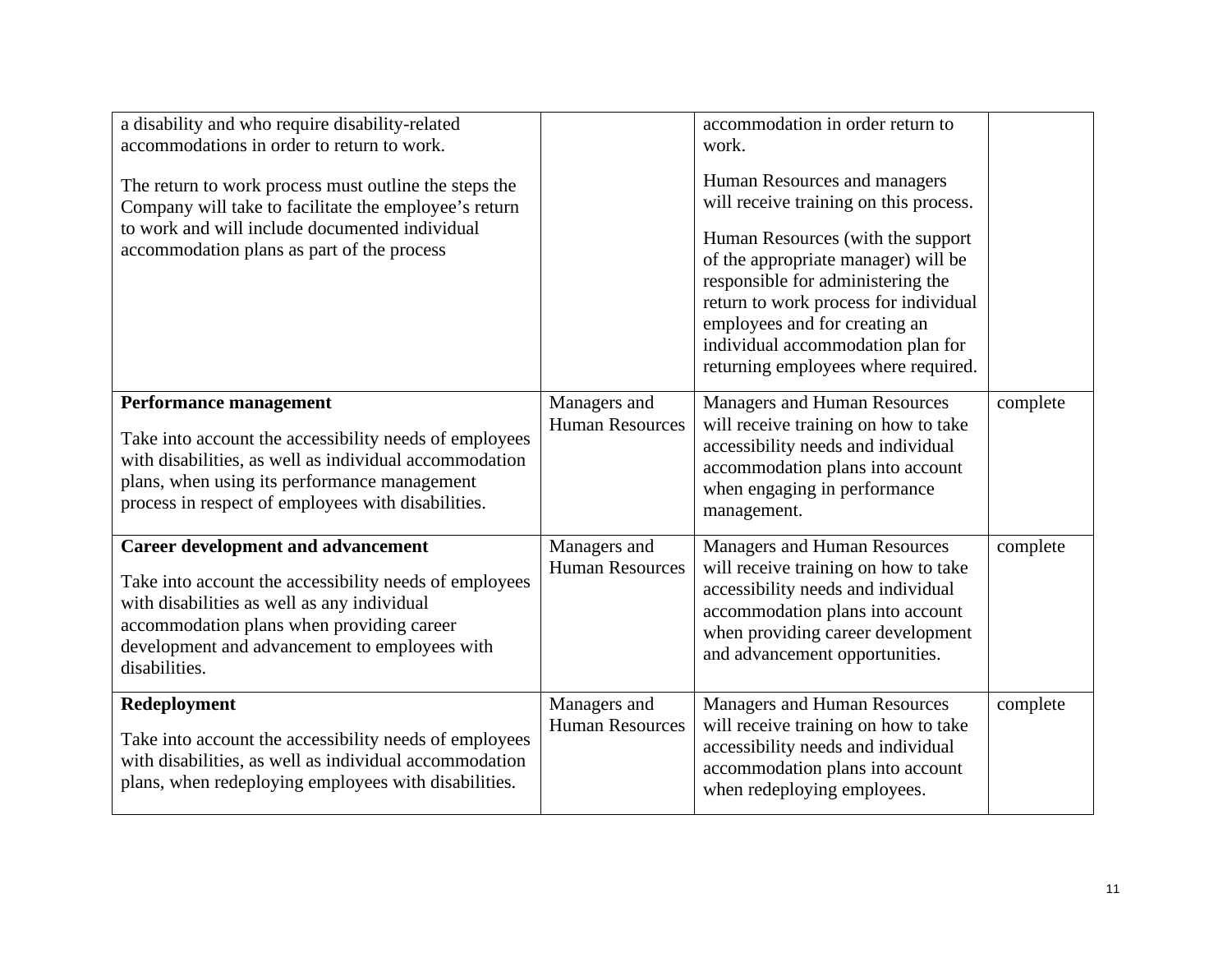| | | | |
|---|---|---|---|
| a disability and who require disability-related accommodations in order to return to work.<br><br>The return to work process must outline the steps the Company will take to facilitate the employee's return to work and will include documented individual accommodation plans as part of the process | | accommodation in order return to work.<br><br>Human Resources and managers will receive training on this process.<br><br>Human Resources (with the support of the appropriate manager) will be responsible for administering the return to work process for individual employees and for creating an individual accommodation plan for returning employees where required. | |
| **Performance management**<br><br>Take into account the accessibility needs of employees with disabilities, as well as individual accommodation plans, when using its performance management process in respect of employees with disabilities. | Managers and Human Resources | Managers and Human Resources will receive training on how to take accessibility needs and individual accommodation plans into account when engaging in performance management. | complete |
| **Career development and advancement**<br><br>Take into account the accessibility needs of employees with disabilities as well as any individual accommodation plans when providing career development and advancement to employees with disabilities. | Managers and Human Resources | Managers and Human Resources will receive training on how to take accessibility needs and individual accommodation plans into account when providing career development and advancement opportunities. | complete |
| **Redeployment**<br><br>Take into account the accessibility needs of employees with disabilities, as well as individual accommodation plans, when redeploying employees with disabilities. | Managers and Human Resources | Managers and Human Resources will receive training on how to take accessibility needs and individual accommodation plans into account when redeploying employees. | complete |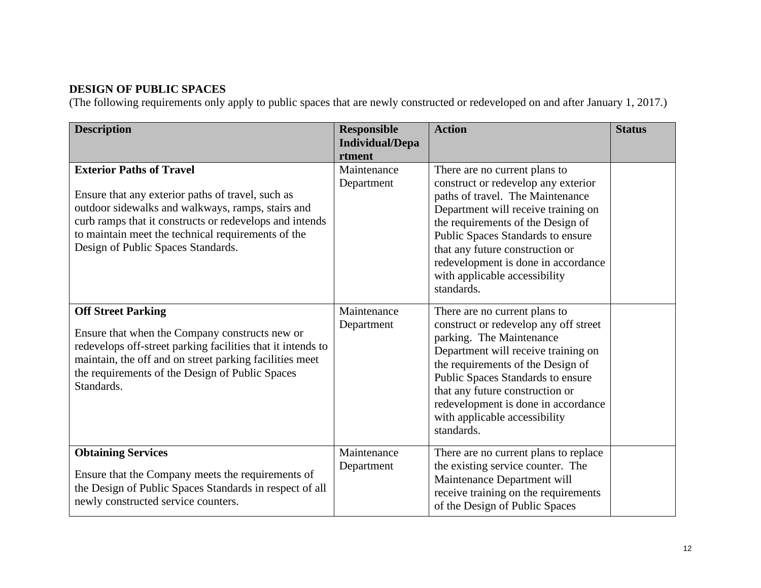**DESIGN OF PUBLIC SPACES**

(The following requirements only apply to public spaces that are newly constructed or redeveloped on and after January 1, 2017.)

| Description | Responsible Individual/Department | Action | Status |
|---|---|---|---|
| **Exterior Paths of Travel**<br><br>Ensure that any exterior paths of travel, such as outdoor sidewalks and walkways, ramps, stairs and curb ramps that it constructs or redevelops and intends to maintain meet the technical requirements of the Design of Public Spaces Standards. | Maintenance Department | There are no current plans to construct or redevelop any exterior paths of travel. The Maintenance Department will receive training on the requirements of the Design of Public Spaces Standards to ensure that any future construction or redevelopment is done in accordance with applicable accessibility standards. | |
| **Off Street Parking**<br><br>Ensure that when the Company constructs new or redevelops off-street parking facilities that it intends to maintain, the off and on street parking facilities meet the requirements of the Design of Public Spaces Standards. | Maintenance Department | There are no current plans to construct or redevelop any off street parking. The Maintenance Department will receive training on the requirements of the Design of Public Spaces Standards to ensure that any future construction or redevelopment is done in accordance with applicable accessibility standards. | |
| **Obtaining Services**<br><br>Ensure that the Company meets the requirements of the Design of Public Spaces Standards in respect of all newly constructed service counters. | Maintenance Department | There are no current plans to replace the existing service counter. The Maintenance Department will receive training on the requirements of the Design of Public Spaces | |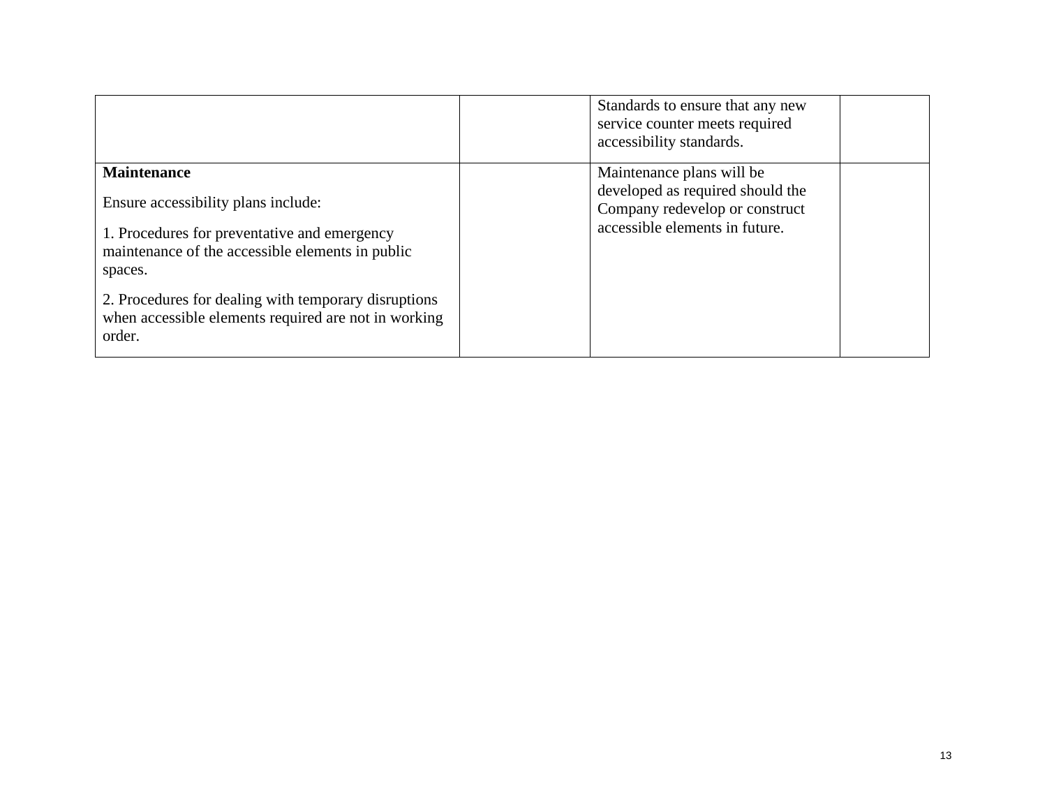| | | | |
|---|---|---|---|
| | | Standards to ensure that any new service counter meets required accessibility standards. | |
| **Maintenance**<br><br>Ensure accessibility plans include:<br><br>1. Procedures for preventative and emergency maintenance of the accessible elements in public spaces.<br><br>2. Procedures for dealing with temporary disruptions when accessible elements required are not in working order. | | Maintenance plans will be developed as required should the Company redevelop or construct accessible elements in future. | |